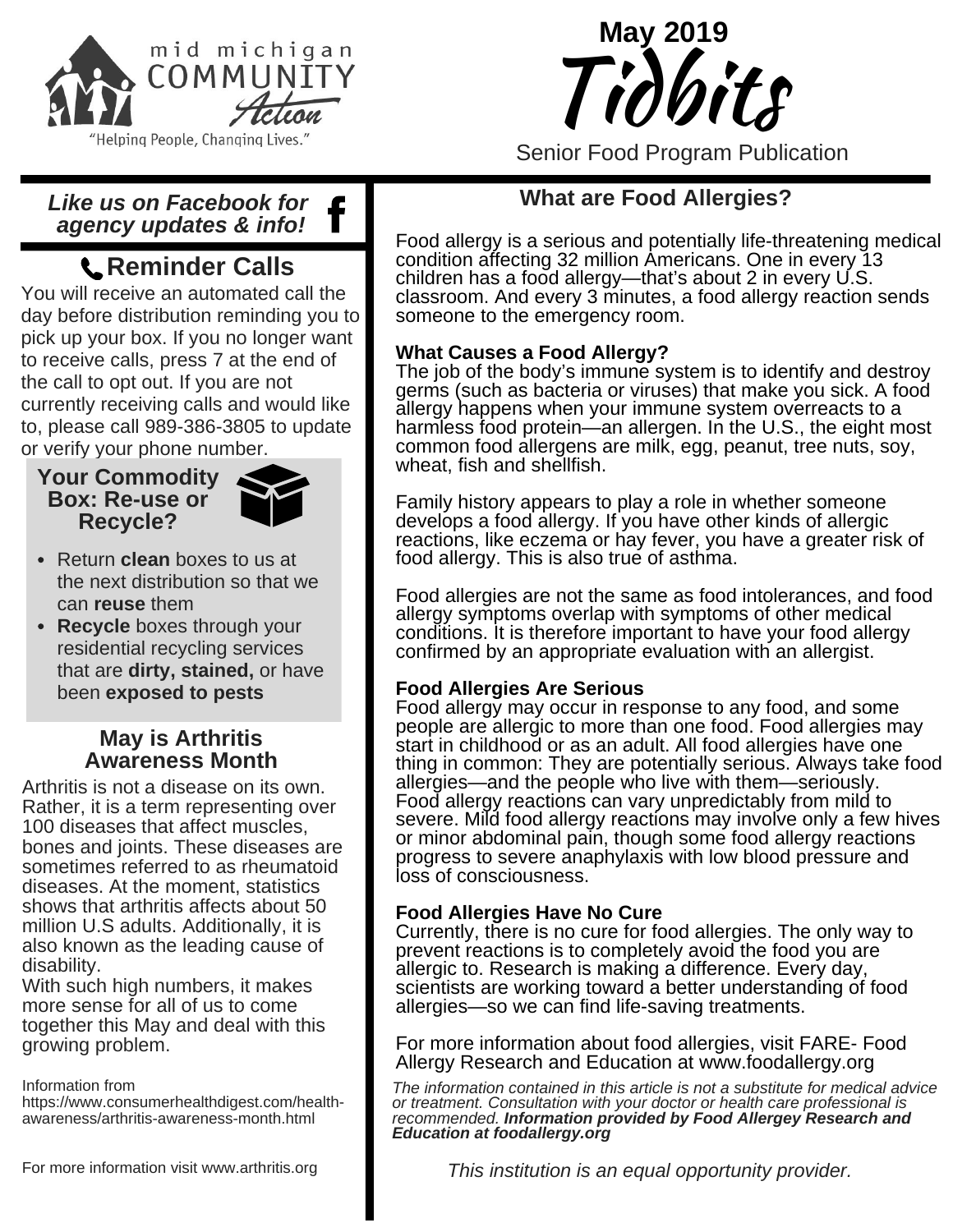mid michigan COMMUNITY Action

"Helping People, Changing Lives."

# May 2019 Tidbits

Senior Food Program Publication

***Like us on Facebook for agency updates & info!***

## Reminder Calls

You will receive an automated call the day before distribution reminding you to pick up your box. If you no longer want to receive calls, press 7 at the end of the call to opt out. If you are not currently receiving calls and would like to, please call 989-386-3805 to update or verify your phone number.

### Your Commodity Box: Re-use or Recycle?

- Return **clean** boxes to us at the next distribution so that we can **reuse** them
- **Recycle** boxes through your residential recycling services that are **dirty, stained,** or have been **exposed to pests**

### May is Arthritis Awareness Month

Arthritis is not a disease on its own. Rather, it is a term representing over 100 diseases that affect muscles, bones and joints. These diseases are sometimes referred to as rheumatoid diseases. At the moment, statistics shows that arthritis affects about 50 million U.S adults. Additionally, it is also known as the leading cause of disability.

With such high numbers, it makes more sense for all of us to come together this May and deal with this growing problem.

Information from https://www.consumerhealthdigest.com/health-awareness/arthritis-awareness-month.html

For more information visit www.arthritis.org

## What are Food Allergies?

Food allergy is a serious and potentially life-threatening medical condition affecting 32 million Americans. One in every 13 children has a food allergy—that's about 2 in every U.S. classroom. And every 3 minutes, a food allergy reaction sends someone to the emergency room.

**What Causes a Food Allergy?**
The job of the body's immune system is to identify and destroy germs (such as bacteria or viruses) that make you sick. A food allergy happens when your immune system overreacts to a harmless food protein—an allergen. In the U.S., the eight most common food allergens are milk, egg, peanut, tree nuts, soy, wheat, fish and shellfish.

Family history appears to play a role in whether someone develops a food allergy. If you have other kinds of allergic reactions, like eczema or hay fever, you have a greater risk of food allergy. This is also true of asthma.

Food allergies are not the same as food intolerances, and food allergy symptoms overlap with symptoms of other medical conditions. It is therefore important to have your food allergy confirmed by an appropriate evaluation with an allergist.

**Food Allergies Are Serious**
Food allergy may occur in response to any food, and some people are allergic to more than one food. Food allergies may start in childhood or as an adult. All food allergies have one thing in common: They are potentially serious. Always take food allergies—and the people who live with them—seriously. Food allergy reactions can vary unpredictably from mild to severe. Mild food allergy reactions may involve only a few hives or minor abdominal pain, though some food allergy reactions progress to severe anaphylaxis with low blood pressure and loss of consciousness.

**Food Allergies Have No Cure**
Currently, there is no cure for food allergies. The only way to prevent reactions is to completely avoid the food you are allergic to. Research is making a difference. Every day, scientists are working toward a better understanding of food allergies—so we can find life-saving treatments.

For more information about food allergies, visit FARE- Food Allergy Research and Education at www.foodallergy.org

*The information contained in this article is not a substitute for medical advice or treatment. Consultation with your doctor or health care professional is recommended.* ***Information provided by Food Allergey Research and Education at foodallergy.org***

*This institution is an equal opportunity provider.*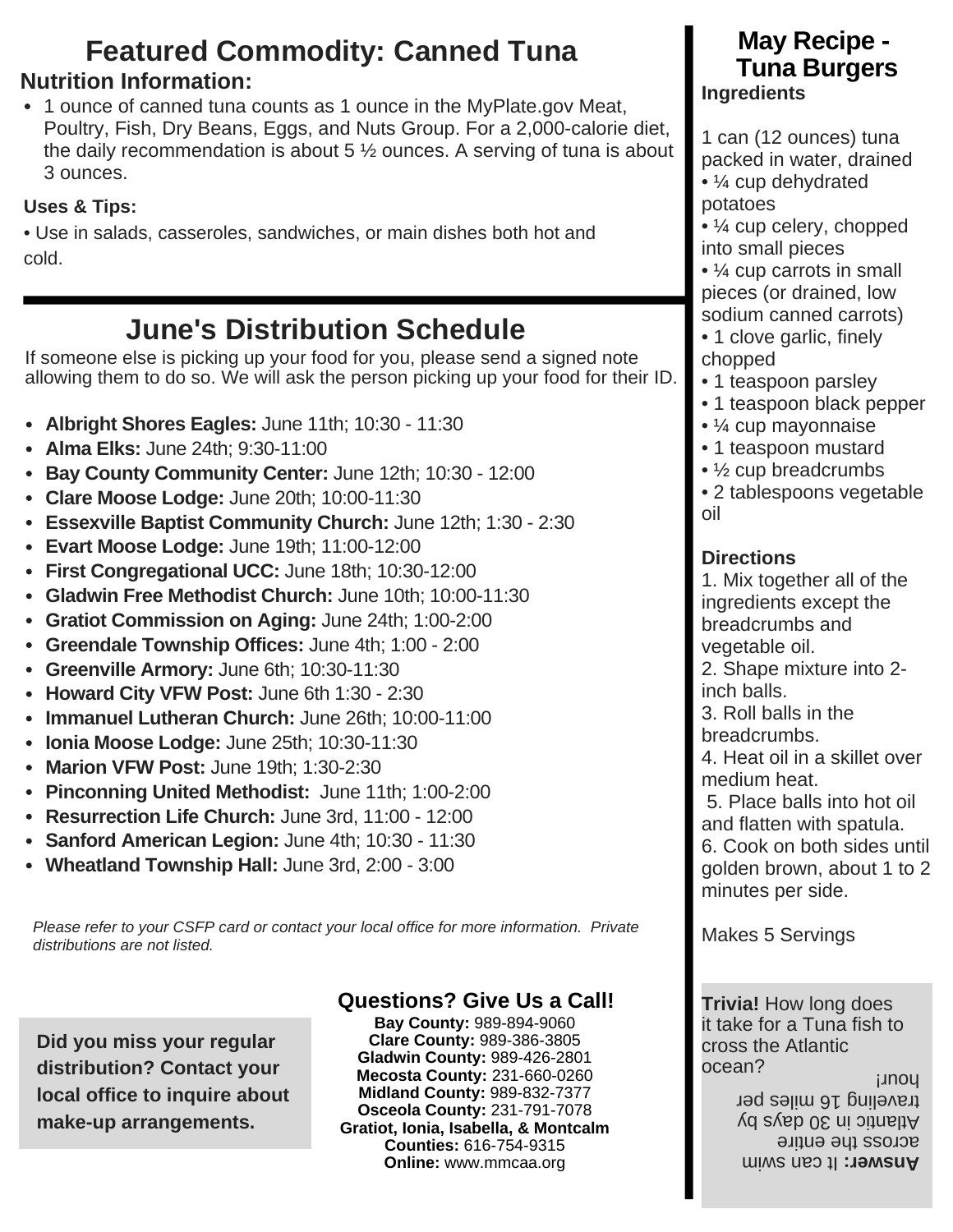## Featured Commodity: Canned Tuna

### Nutrition Information:

- 1 ounce of canned tuna counts as 1 ounce in the MyPlate.gov Meat, Poultry, Fish, Dry Beans, Eggs, and Nuts Group. For a 2,000-calorie diet, the daily recommendation is about 5 ½ ounces. A serving of tuna is about 3 ounces.

**Uses & Tips:**

• Use in salads, casseroles, sandwiches, or main dishes both hot and cold.

## June's Distribution Schedule

If someone else is picking up your food for you, please send a signed note allowing them to do so. We will ask the person picking up your food for their ID.

- **Albright Shores Eagles:** June 11th; 10:30 - 11:30
- **Alma Elks:** June 24th; 9:30-11:00
- **Bay County Community Center:** June 12th; 10:30 - 12:00
- **Clare Moose Lodge:** June 20th; 10:00-11:30
- **Essexville Baptist Community Church:** June 12th; 1:30 - 2:30
- **Evart Moose Lodge:** June 19th; 11:00-12:00
- **First Congregational UCC:** June 18th; 10:30-12:00
- **Gladwin Free Methodist Church:** June 10th; 10:00-11:30
- **Gratiot Commission on Aging:** June 24th; 1:00-2:00
- **Greendale Township Offices:** June 4th; 1:00 - 2:00
- **Greenville Armory:** June 6th; 10:30-11:30
- **Howard City VFW Post:** June 6th 1:30 - 2:30
- **Immanuel Lutheran Church:** June 26th; 10:00-11:00
- **Ionia Moose Lodge:** June 25th; 10:30-11:30
- **Marion VFW Post:** June 19th; 1:30-2:30
- **Pinconning United Methodist:** June 11th; 1:00-2:00
- **Resurrection Life Church:** June 3rd, 11:00 - 12:00
- **Sanford American Legion:** June 4th; 10:30 - 11:30
- **Wheatland Township Hall:** June 3rd, 2:00 - 3:00

*Please refer to your CSFP card or contact your local office for more information. Private distributions are not listed.*

**Did you miss your regular distribution? Contact your local office to inquire about make-up arrangements.**

### Questions? Give Us a Call!

**Bay County:** 989-894-9060
**Clare County:** 989-386-3805
**Gladwin County:** 989-426-2801
**Mecosta County:** 231-660-0260
**Midland County:** 989-832-7377
**Osceola County:** 231-791-7078
**Gratiot, Ionia, Isabella, & Montcalm Counties:** 616-754-9315
**Online:** www.mmcaa.org

## May Recipe - Tuna Burgers

**Ingredients**

1 can (12 ounces) tuna packed in water, drained
• ¼ cup dehydrated potatoes
• ¼ cup celery, chopped into small pieces
• ¼ cup carrots in small pieces (or drained, low sodium canned carrots)
• 1 clove garlic, finely chopped
• 1 teaspoon parsley
• 1 teaspoon black pepper
• ¼ cup mayonnaise
• 1 teaspoon mustard
• ½ cup breadcrumbs
• 2 tablespoons vegetable oil

**Directions**

1. Mix together all of the ingredients except the breadcrumbs and vegetable oil.
2. Shape mixture into 2-inch balls.
3. Roll balls in the breadcrumbs.
4. Heat oil in a skillet over medium heat.
5. Place balls into hot oil and flatten with spatula.
6. Cook on both sides until golden brown, about 1 to 2 minutes per side.

Makes 5 Servings

**Trivia!** How long does it take for a Tuna fish to cross the Atlantic ocean?

**Answer:** It can swim across the entire Atlantic in 30 days by traveling 16 miles per hour!